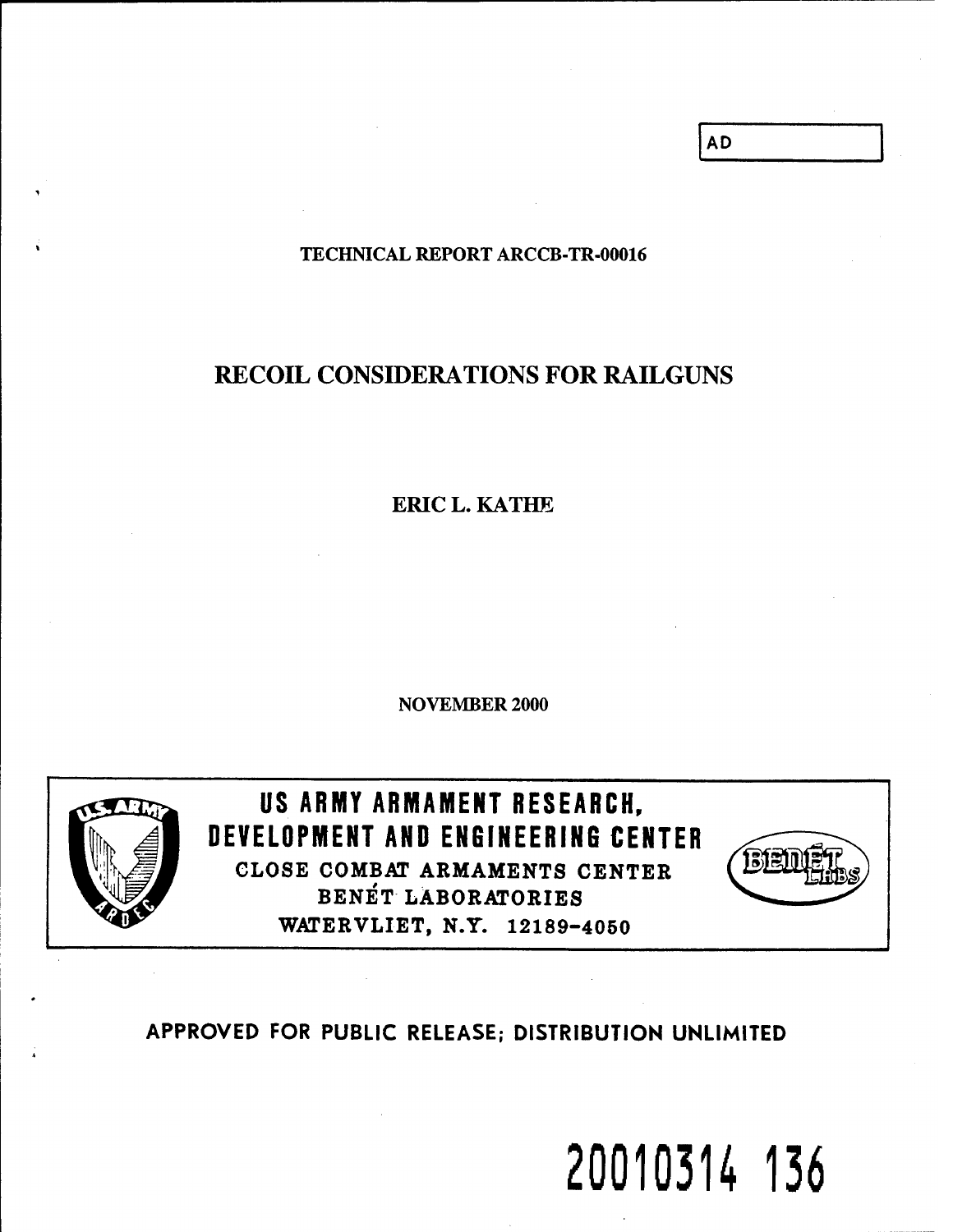AD

TECHNICAL REPORT ARCCB-TR-00016

# RECOIL CONSIDERATIONS FOR RAILGUNS

ERIC L. KATHE

NOVEMBER 2000

**US ARMY ARMAMENT RESEARCH, DEVELOPMENT AND ENGINEERING CENTER**

CLOSE COMBAT ARMAMENTS CENTER
BENÉT LABORATORIES
WATERVLIET, N.Y. 12189-4050

APPROVED FOR PUBLIC RELEASE; DISTRIBUTION UNLIMITED

20010314 136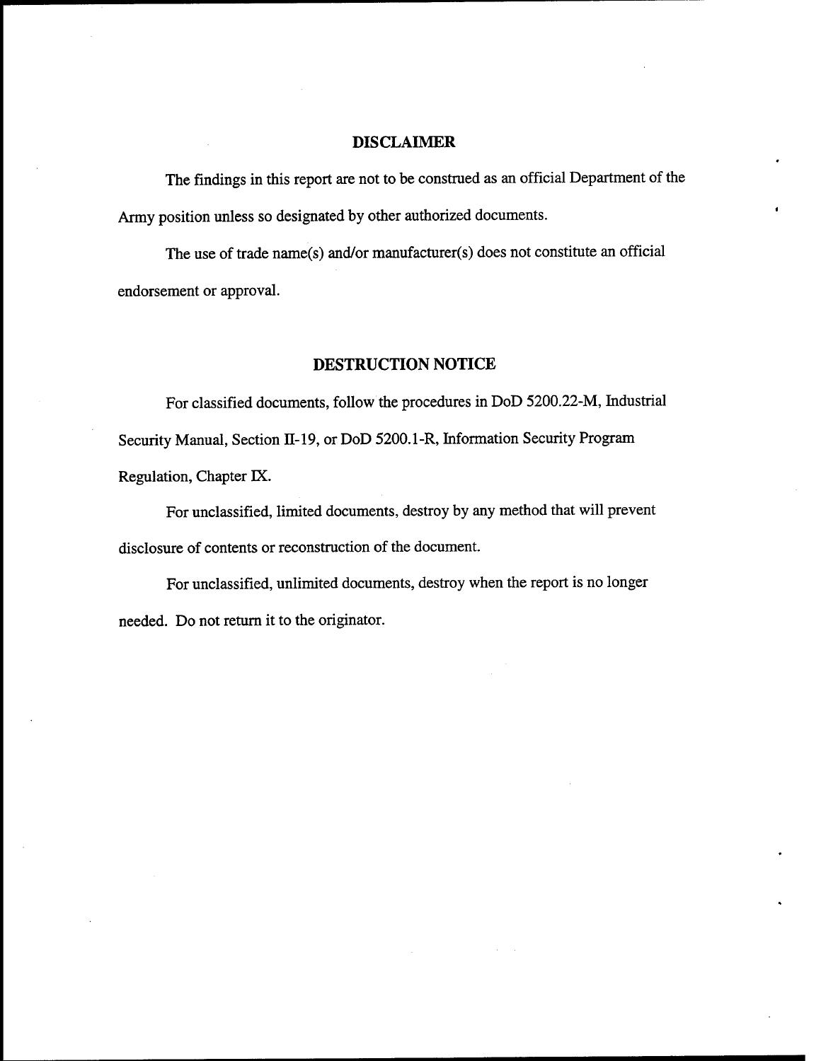## DISCLAIMER

The findings in this report are not to be construed as an official Department of the Army position unless so designated by other authorized documents.

The use of trade name(s) and/or manufacturer(s) does not constitute an official endorsement or approval.

## DESTRUCTION NOTICE

For classified documents, follow the procedures in DoD 5200.22-M, Industrial Security Manual, Section II-19, or DoD 5200.1-R, Information Security Program Regulation, Chapter IX.

For unclassified, limited documents, destroy by any method that will prevent disclosure of contents or reconstruction of the document.

For unclassified, unlimited documents, destroy when the report is no longer needed. Do not return it to the originator.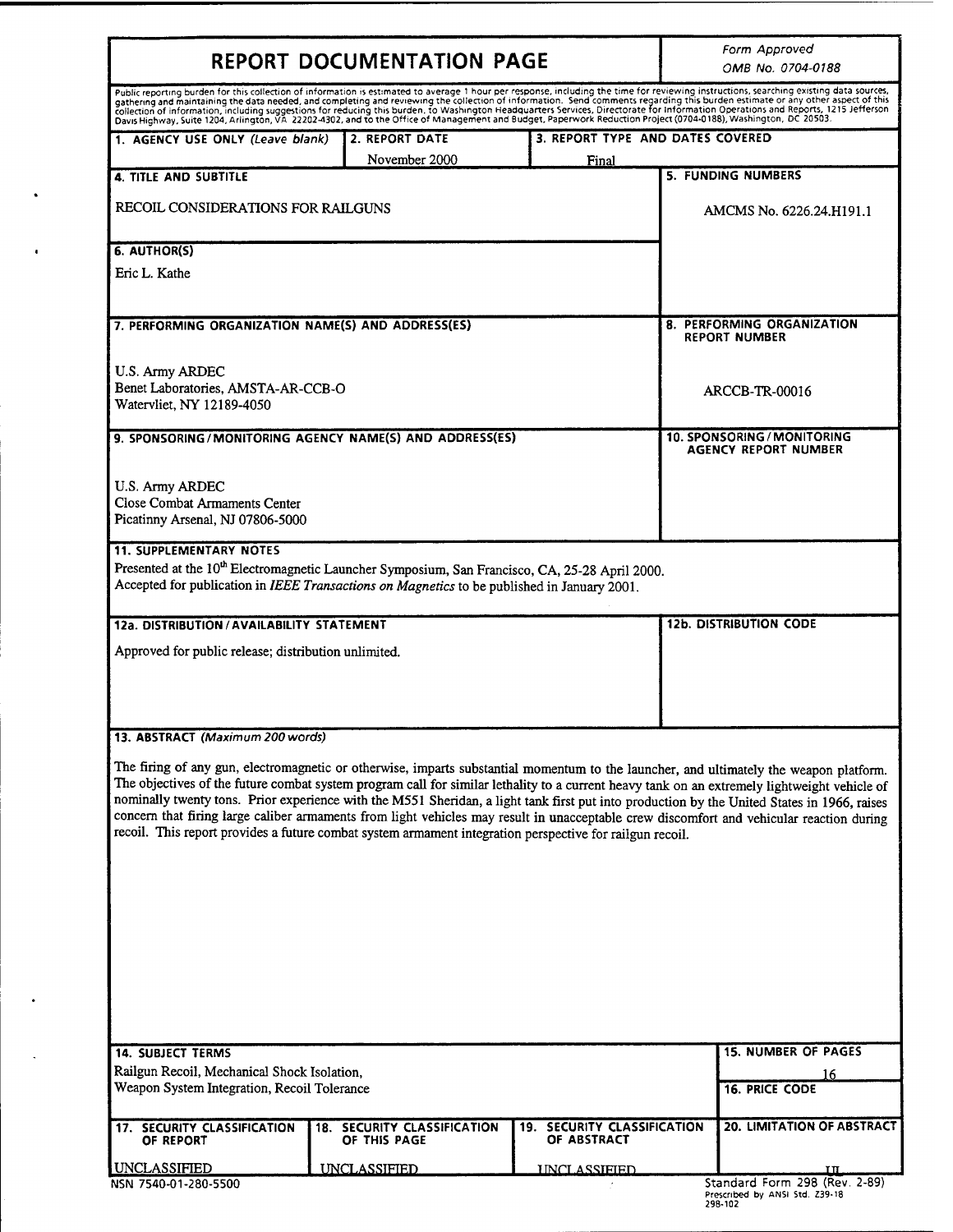# REPORT DOCUMENTATION PAGE

*Form Approved*
*OMB No. 0704-0188*

Public reporting burden for this collection of information is estimated to average 1 hour per response, including the time for reviewing instructions, searching existing data sources, gathering and maintaining the data needed, and completing and reviewing the collection of information. Send comments regarding this burden estimate or any other aspect of this collection of information, including suggestions for reducing this burden, to Washington Headquarters Services, Directorate for Information Operations and Reports, 1215 Jefferson Davis Highway, Suite 1204, Arlington, VA 22202-4302, and to the Office of Management and Budget, Paperwork Reduction Project (0704-0188), Washington, DC 20503.

| 1. AGENCY USE ONLY *(Leave blank)* | 2. REPORT DATE | 3. REPORT TYPE AND DATES COVERED |
|---|---|---|
| | November 2000 | Final |

**4. TITLE AND SUBTITLE**

RECOIL CONSIDERATIONS FOR RAILGUNS

**5. FUNDING NUMBERS**

AMCMS No. 6226.24.H191.1

**6. AUTHOR(S)**

Eric L. Kathe

**7. PERFORMING ORGANIZATION NAME(S) AND ADDRESS(ES)**

U.S. Army ARDEC
Benet Laboratories, AMSTA-AR-CCB-O
Watervliet, NY 12189-4050

**8. PERFORMING ORGANIZATION REPORT NUMBER**

ARCCB-TR-00016

**9. SPONSORING/MONITORING AGENCY NAME(S) AND ADDRESS(ES)**

U.S. Army ARDEC
Close Combat Armaments Center
Picatinny Arsenal, NJ 07806-5000

**10. SPONSORING/MONITORING AGENCY REPORT NUMBER**

**11. SUPPLEMENTARY NOTES**

Presented at the 10th Electromagnetic Launcher Symposium, San Francisco, CA, 25-28 April 2000.
Accepted for publication in *IEEE Transactions on Magnetics* to be published in January 2001.

**12a. DISTRIBUTION / AVAILABILITY STATEMENT**

Approved for public release; distribution unlimited.

**12b. DISTRIBUTION CODE**

**13. ABSTRACT** *(Maximum 200 words)*

The firing of any gun, electromagnetic or otherwise, imparts substantial momentum to the launcher, and ultimately the weapon platform. The objectives of the future combat system program call for similar lethality to a current heavy tank on an extremely lightweight vehicle of nominally twenty tons. Prior experience with the M551 Sheridan, a light tank first put into production by the United States in 1966, raises concern that firing large caliber armaments from light vehicles may result in unacceptable crew discomfort and vehicular reaction during recoil. This report provides a future combat system armament integration perspective for railgun recoil.

**14. SUBJECT TERMS**

Railgun Recoil, Mechanical Shock Isolation,
Weapon System Integration, Recoil Tolerance

**15. NUMBER OF PAGES**

16

**16. PRICE CODE**

| 17. SECURITY CLASSIFICATION OF REPORT | 18. SECURITY CLASSIFICATION OF THIS PAGE | 19. SECURITY CLASSIFICATION OF ABSTRACT | 20. LIMITATION OF ABSTRACT |
|---|---|---|---|
| UNCLASSIFIED | UNCLASSIFIED | UNCLASSIFIED | UL |

NSN 7540-01-280-5500

Standard Form 298 (Rev. 2-89)
Prescribed by ANSI Std. Z39-18
298-102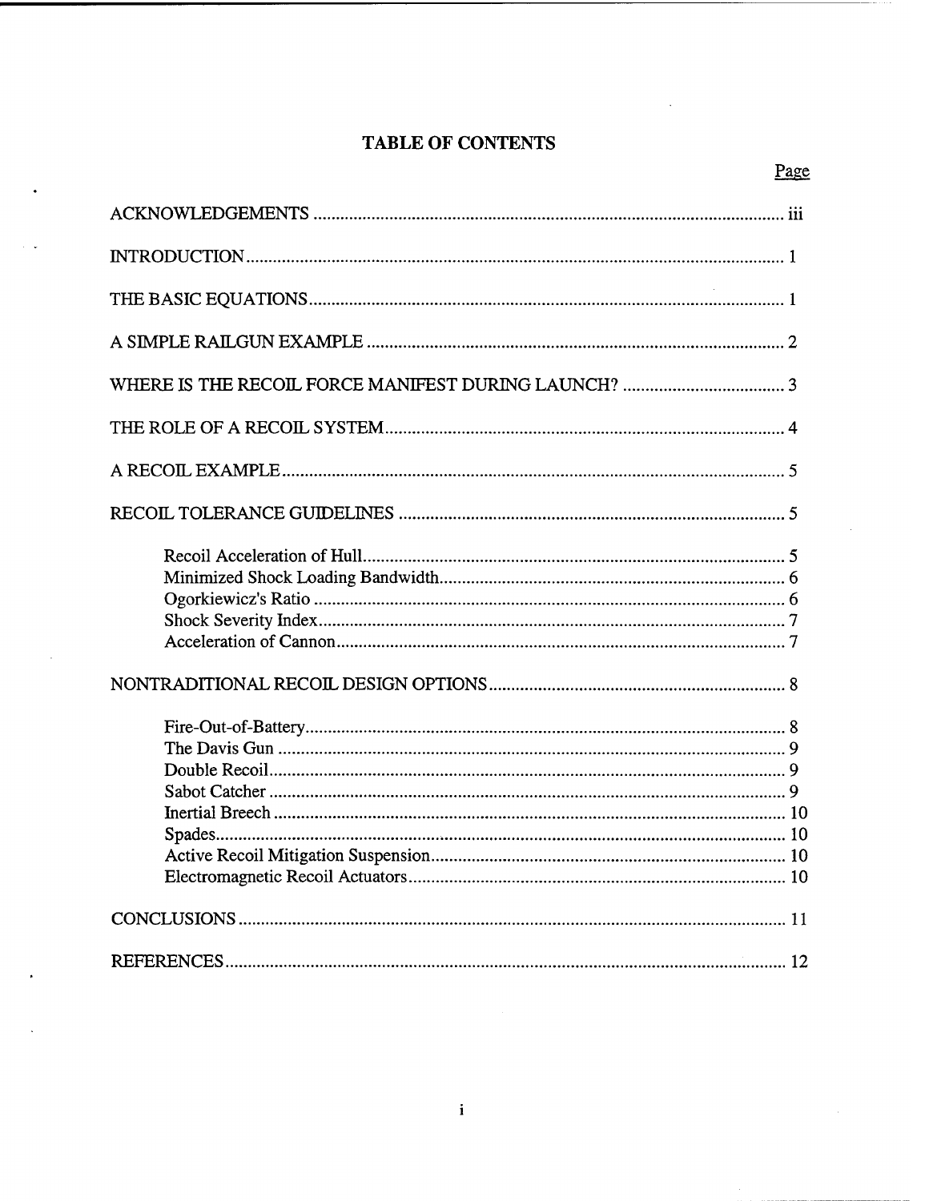# TABLE OF CONTENTS

| | Page |
|---|---|
| ACKNOWLEDGEMENTS | iii |
| INTRODUCTION | 1 |
| THE BASIC EQUATIONS | 1 |
| A SIMPLE RAILGUN EXAMPLE | 2 |
| WHERE IS THE RECOIL FORCE MANIFEST DURING LAUNCH? | 3 |
| THE ROLE OF A RECOIL SYSTEM | 4 |
| A RECOIL EXAMPLE | 5 |
| RECOIL TOLERANCE GUIDELINES | 5 |
| Recoil Acceleration of Hull | 5 |
| Minimized Shock Loading Bandwidth | 6 |
| Ogorkiewicz's Ratio | 6 |
| Shock Severity Index | 7 |
| Acceleration of Cannon | 7 |
| NONTRADITIONAL RECOIL DESIGN OPTIONS | 8 |
| Fire-Out-of-Battery | 8 |
| The Davis Gun | 9 |
| Double Recoil | 9 |
| Sabot Catcher | 9 |
| Inertial Breech | 10 |
| Spades | 10 |
| Active Recoil Mitigation Suspension | 10 |
| Electromagnetic Recoil Actuators | 10 |
| CONCLUSIONS | 11 |
| REFERENCES | 12 |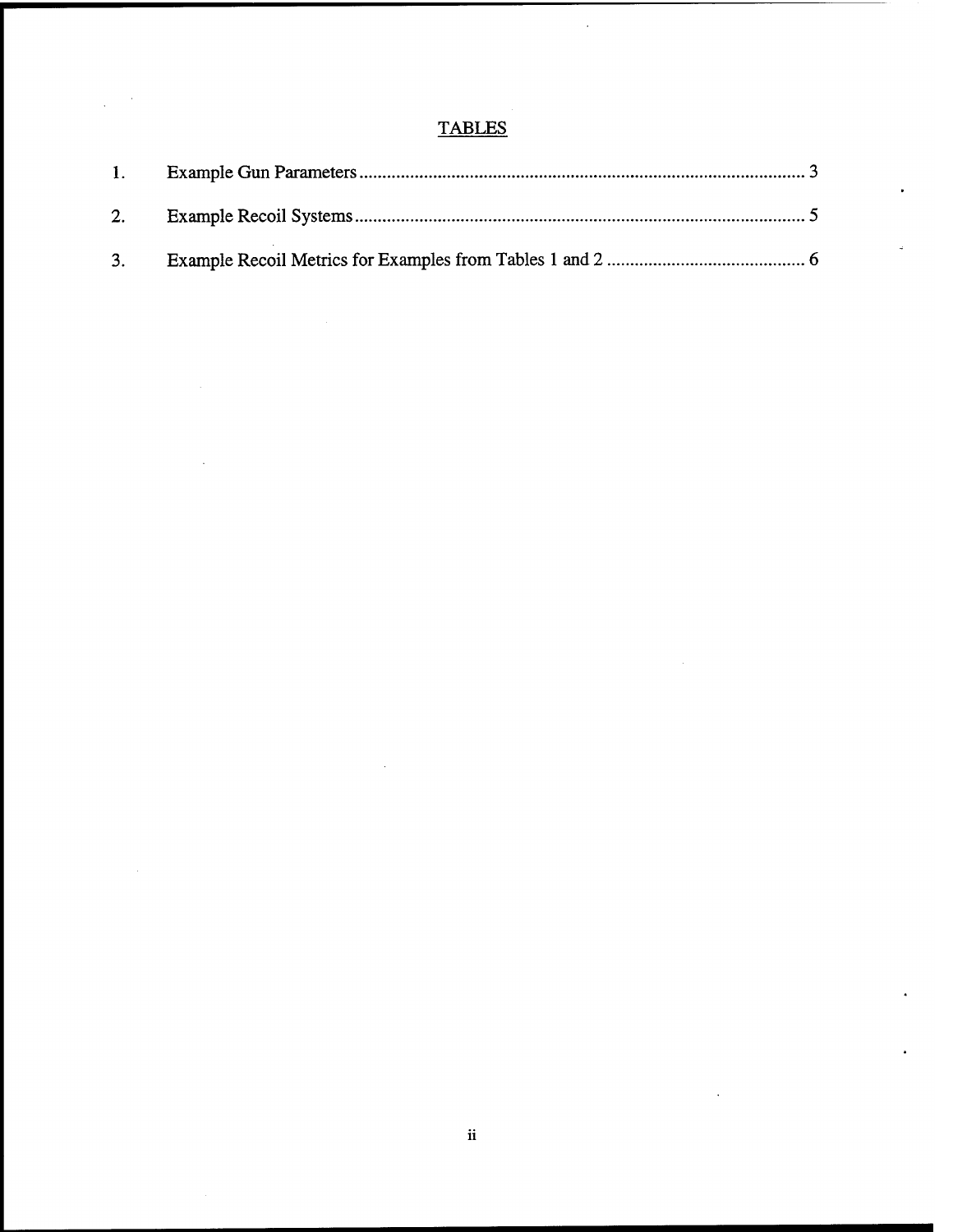## TABLES

1. Example Gun Parameters ........................................................................................ 3

2. Example Recoil Systems ......................................................................................... 5

3. Example Recoil Metrics for Examples from Tables 1 and 2 ........................................... 6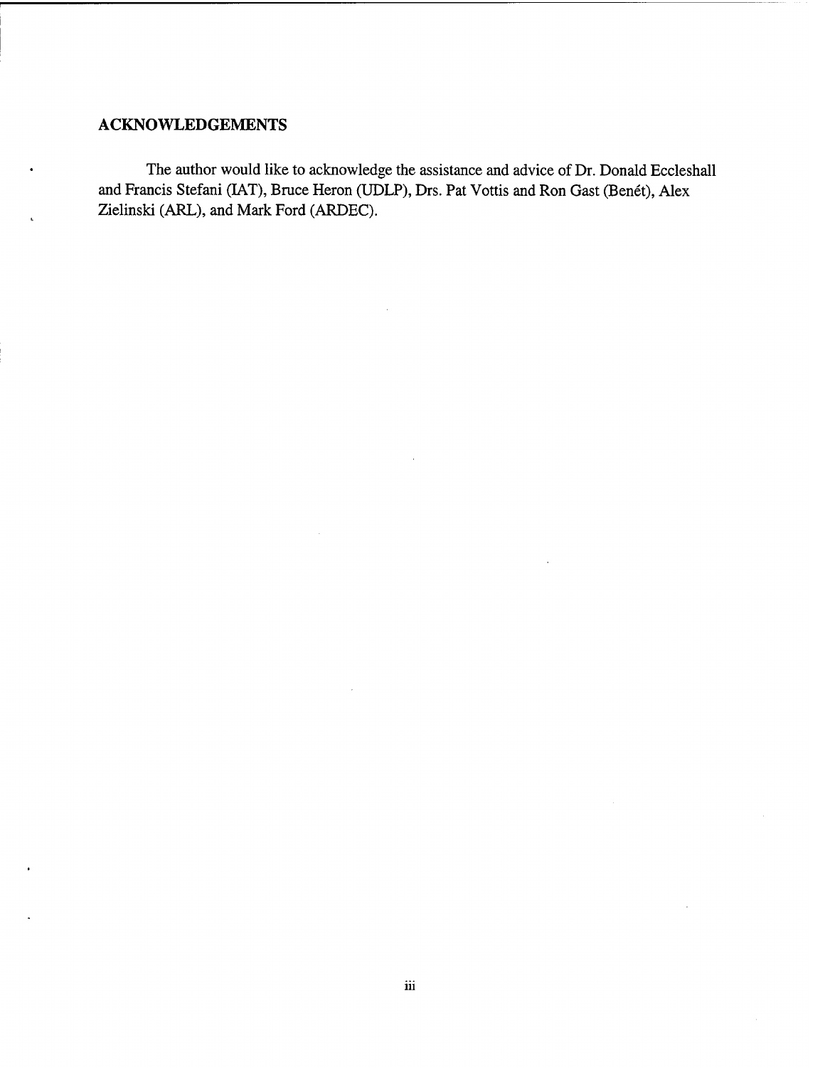## ACKNOWLEDGEMENTS

The author would like to acknowledge the assistance and advice of Dr. Donald Eccleshall and Francis Stefani (IAT), Bruce Heron (UDLP), Drs. Pat Vottis and Ron Gast (Benét), Alex Zielinski (ARL), and Mark Ford (ARDEC).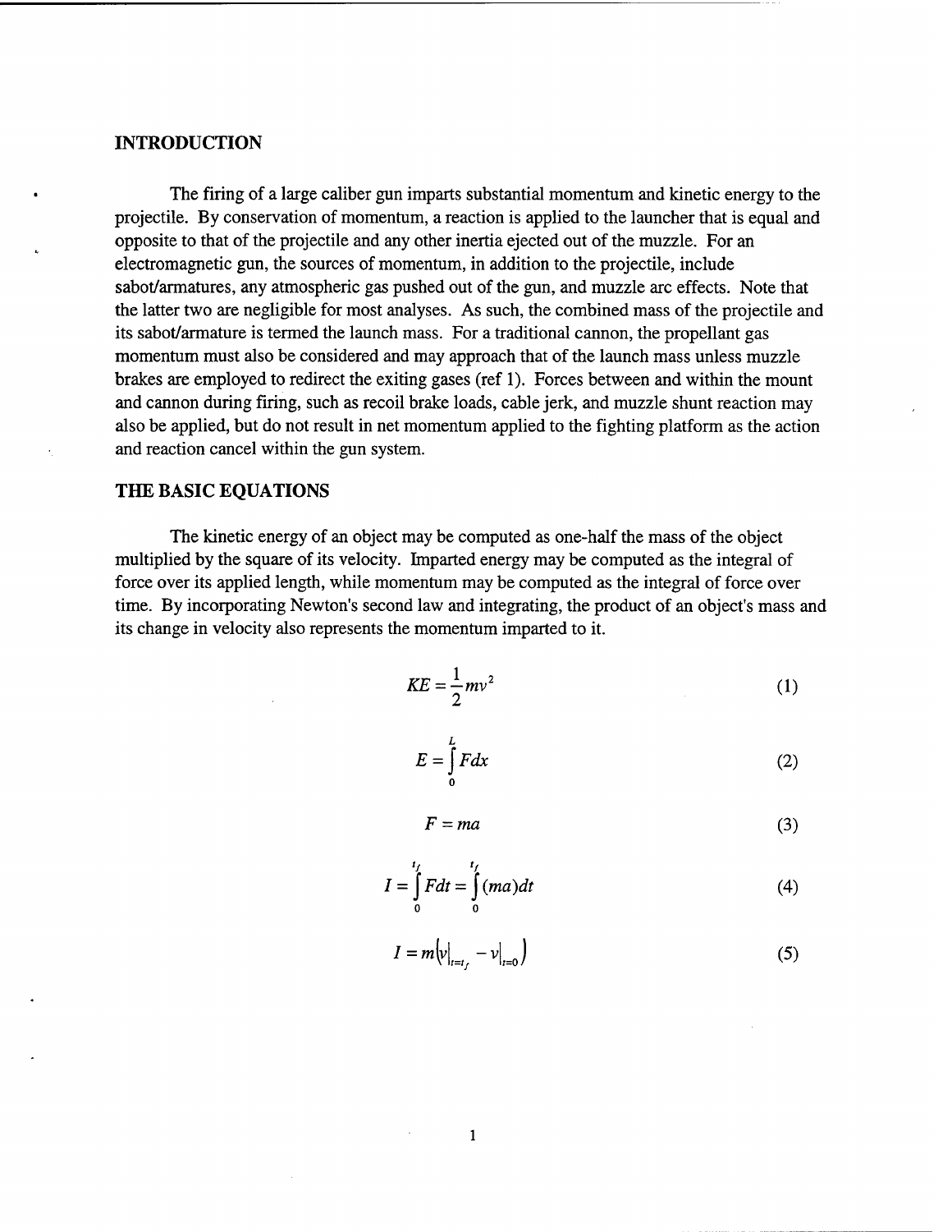## INTRODUCTION

The firing of a large caliber gun imparts substantial momentum and kinetic energy to the projectile. By conservation of momentum, a reaction is applied to the launcher that is equal and opposite to that of the projectile and any other inertia ejected out of the muzzle. For an electromagnetic gun, the sources of momentum, in addition to the projectile, include sabot/armatures, any atmospheric gas pushed out of the gun, and muzzle arc effects. Note that the latter two are negligible for most analyses. As such, the combined mass of the projectile and its sabot/armature is termed the launch mass. For a traditional cannon, the propellant gas momentum must also be considered and may approach that of the launch mass unless muzzle brakes are employed to redirect the exiting gases (ref 1). Forces between and within the mount and cannon during firing, such as recoil brake loads, cable jerk, and muzzle shunt reaction may also be applied, but do not result in net momentum applied to the fighting platform as the action and reaction cancel within the gun system.

## THE BASIC EQUATIONS

The kinetic energy of an object may be computed as one-half the mass of the object multiplied by the square of its velocity. Imparted energy may be computed as the integral of force over its applied length, while momentum may be computed as the integral of force over time. By incorporating Newton's second law and integrating, the product of an object's mass and its change in velocity also represents the momentum imparted to it.

$$KE = \frac{1}{2}mv^2 \tag{1}$$

$$E = \int_0^L F dx \tag{2}$$

$$F = ma \tag{3}$$

$$I = \int_0^{t_f} F dt = \int_0^{t_f} (ma) dt \tag{4}$$

$$I = m\left(v|_{t=t_f} - v|_{t=0}\right) \tag{5}$$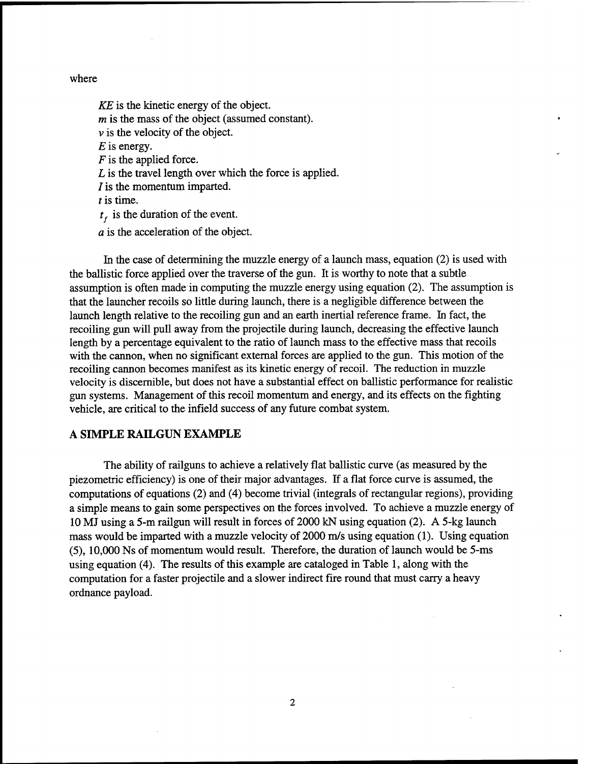where

$KE$ is the kinetic energy of the object.
$m$ is the mass of the object (assumed constant).
$v$ is the velocity of the object.
$E$ is energy.
$F$ is the applied force.
$L$ is the travel length over which the force is applied.
$I$ is the momentum imparted.
$t$ is time.
$t_f$ is the duration of the event.
$a$ is the acceleration of the object.

In the case of determining the muzzle energy of a launch mass, equation (2) is used with the ballistic force applied over the traverse of the gun. It is worthy to note that a subtle assumption is often made in computing the muzzle energy using equation (2). The assumption is that the launcher recoils so little during launch, there is a negligible difference between the launch length relative to the recoiling gun and an earth inertial reference frame. In fact, the recoiling gun will pull away from the projectile during launch, decreasing the effective launch length by a percentage equivalent to the ratio of launch mass to the effective mass that recoils with the cannon, when no significant external forces are applied to the gun. This motion of the recoiling cannon becomes manifest as its kinetic energy of recoil. The reduction in muzzle velocity is discernible, but does not have a substantial effect on ballistic performance for realistic gun systems. Management of this recoil momentum and energy, and its effects on the fighting vehicle, are critical to the infield success of any future combat system.

## A SIMPLE RAILGUN EXAMPLE

The ability of railguns to achieve a relatively flat ballistic curve (as measured by the piezometric efficiency) is one of their major advantages. If a flat force curve is assumed, the computations of equations (2) and (4) become trivial (integrals of rectangular regions), providing a simple means to gain some perspectives on the forces involved. To achieve a muzzle energy of 10 MJ using a 5-m railgun will result in forces of 2000 kN using equation (2). A 5-kg launch mass would be imparted with a muzzle velocity of 2000 m/s using equation (1). Using equation (5), 10,000 Ns of momentum would result. Therefore, the duration of launch would be 5-ms using equation (4). The results of this example are cataloged in Table 1, along with the computation for a faster projectile and a slower indirect fire round that must carry a heavy ordnance payload.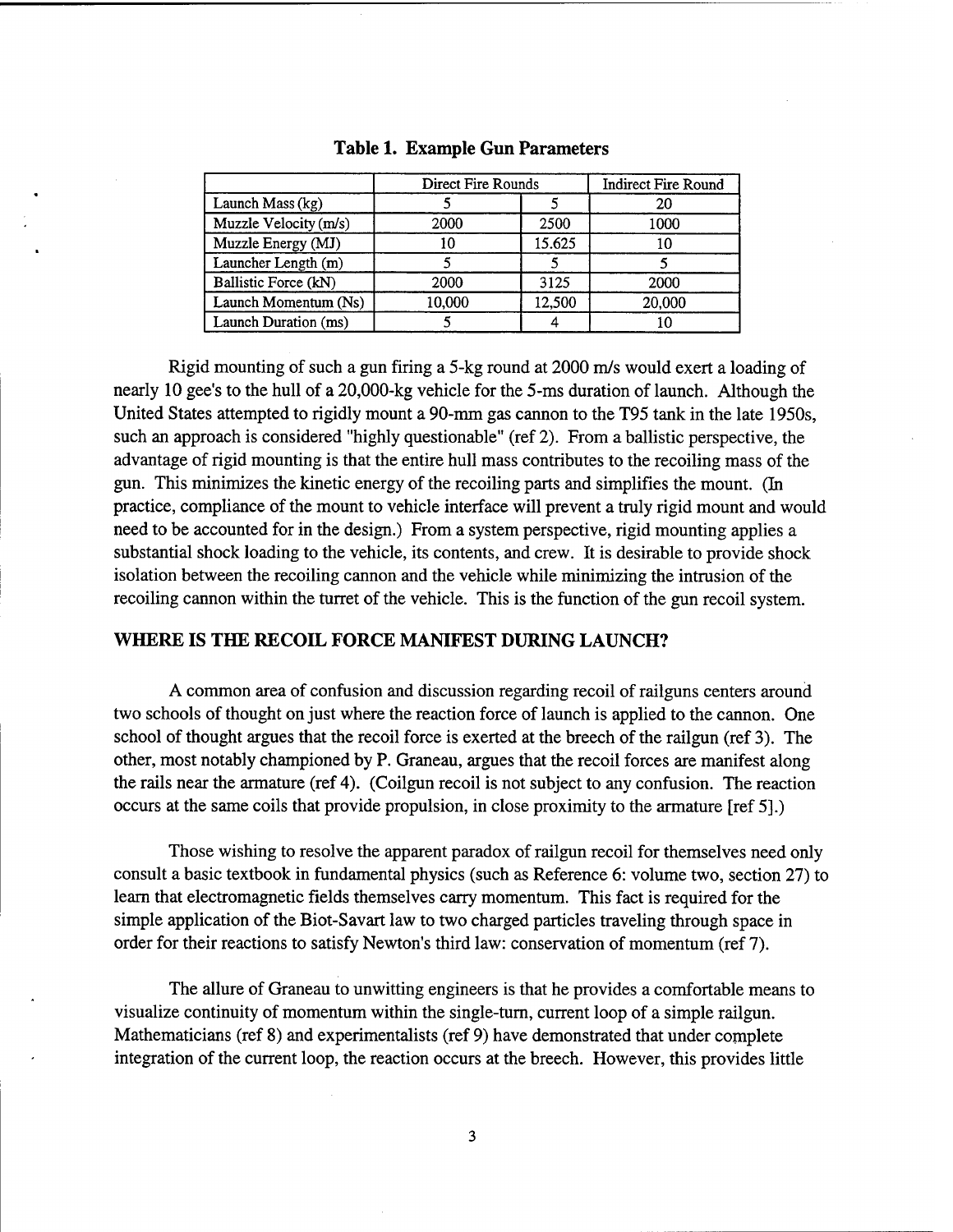**Table 1. Example Gun Parameters**

| | Direct Fire Rounds | | Indirect Fire Round |
|---|---|---|---|
| Launch Mass (kg) | 5 | 5 | 20 |
| Muzzle Velocity (m/s) | 2000 | 2500 | 1000 |
| Muzzle Energy (MJ) | 10 | 15.625 | 10 |
| Launcher Length (m) | 5 | 5 | 5 |
| Ballistic Force (kN) | 2000 | 3125 | 2000 |
| Launch Momentum (Ns) | 10,000 | 12,500 | 20,000 |
| Launch Duration (ms) | 5 | 4 | 10 |

Rigid mounting of such a gun firing a 5-kg round at 2000 m/s would exert a loading of nearly 10 gee's to the hull of a 20,000-kg vehicle for the 5-ms duration of launch. Although the United States attempted to rigidly mount a 90-mm gas cannon to the T95 tank in the late 1950s, such an approach is considered "highly questionable" (ref 2). From a ballistic perspective, the advantage of rigid mounting is that the entire hull mass contributes to the recoiling mass of the gun. This minimizes the kinetic energy of the recoiling parts and simplifies the mount. (In practice, compliance of the mount to vehicle interface will prevent a truly rigid mount and would need to be accounted for in the design.) From a system perspective, rigid mounting applies a substantial shock loading to the vehicle, its contents, and crew. It is desirable to provide shock isolation between the recoiling cannon and the vehicle while minimizing the intrusion of the recoiling cannon within the turret of the vehicle. This is the function of the gun recoil system.

## WHERE IS THE RECOIL FORCE MANIFEST DURING LAUNCH?

A common area of confusion and discussion regarding recoil of railguns centers around two schools of thought on just where the reaction force of launch is applied to the cannon. One school of thought argues that the recoil force is exerted at the breech of the railgun (ref 3). The other, most notably championed by P. Graneau, argues that the recoil forces are manifest along the rails near the armature (ref 4). (Coilgun recoil is not subject to any confusion. The reaction occurs at the same coils that provide propulsion, in close proximity to the armature [ref 5].)

Those wishing to resolve the apparent paradox of railgun recoil for themselves need only consult a basic textbook in fundamental physics (such as Reference 6: volume two, section 27) to learn that electromagnetic fields themselves carry momentum. This fact is required for the simple application of the Biot-Savart law to two charged particles traveling through space in order for their reactions to satisfy Newton's third law: conservation of momentum (ref 7).

The allure of Graneau to unwitting engineers is that he provides a comfortable means to visualize continuity of momentum within the single-turn, current loop of a simple railgun. Mathematicians (ref 8) and experimentalists (ref 9) have demonstrated that under complete integration of the current loop, the reaction occurs at the breech. However, this provides little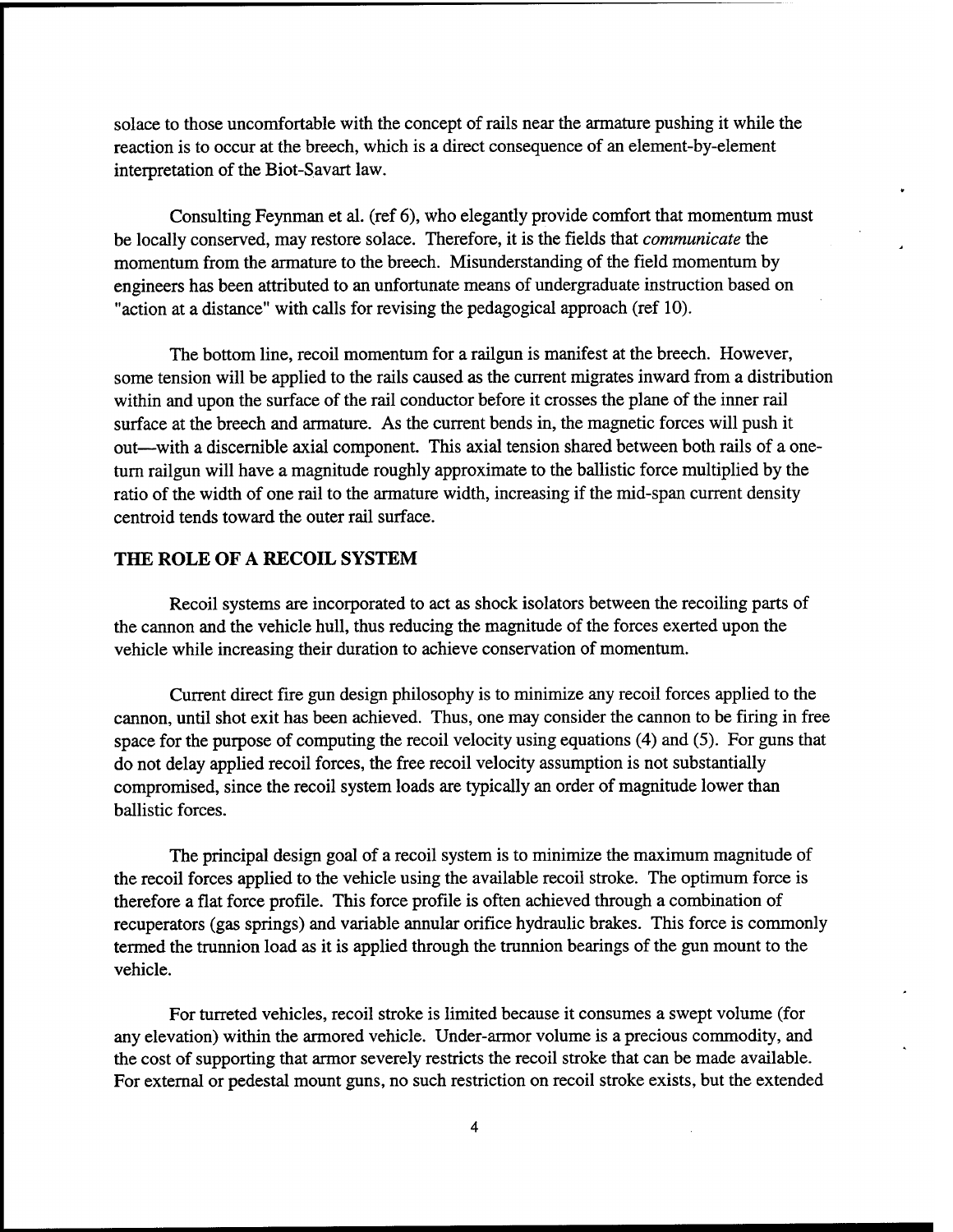solace to those uncomfortable with the concept of rails near the armature pushing it while the reaction is to occur at the breech, which is a direct consequence of an element-by-element interpretation of the Biot-Savart law.

Consulting Feynman et al. (ref 6), who elegantly provide comfort that momentum must be locally conserved, may restore solace. Therefore, it is the fields that *communicate* the momentum from the armature to the breech. Misunderstanding of the field momentum by engineers has been attributed to an unfortunate means of undergraduate instruction based on "action at a distance" with calls for revising the pedagogical approach (ref 10).

The bottom line, recoil momentum for a railgun is manifest at the breech. However, some tension will be applied to the rails caused as the current migrates inward from a distribution within and upon the surface of the rail conductor before it crosses the plane of the inner rail surface at the breech and armature. As the current bends in, the magnetic forces will push it out—with a discernible axial component. This axial tension shared between both rails of a one-turn railgun will have a magnitude roughly approximate to the ballistic force multiplied by the ratio of the width of one rail to the armature width, increasing if the mid-span current density centroid tends toward the outer rail surface.

## THE ROLE OF A RECOIL SYSTEM

Recoil systems are incorporated to act as shock isolators between the recoiling parts of the cannon and the vehicle hull, thus reducing the magnitude of the forces exerted upon the vehicle while increasing their duration to achieve conservation of momentum.

Current direct fire gun design philosophy is to minimize any recoil forces applied to the cannon, until shot exit has been achieved. Thus, one may consider the cannon to be firing in free space for the purpose of computing the recoil velocity using equations (4) and (5). For guns that do not delay applied recoil forces, the free recoil velocity assumption is not substantially compromised, since the recoil system loads are typically an order of magnitude lower than ballistic forces.

The principal design goal of a recoil system is to minimize the maximum magnitude of the recoil forces applied to the vehicle using the available recoil stroke. The optimum force is therefore a flat force profile. This force profile is often achieved through a combination of recuperators (gas springs) and variable annular orifice hydraulic brakes. This force is commonly termed the trunnion load as it is applied through the trunnion bearings of the gun mount to the vehicle.

For turreted vehicles, recoil stroke is limited because it consumes a swept volume (for any elevation) within the armored vehicle. Under-armor volume is a precious commodity, and the cost of supporting that armor severely restricts the recoil stroke that can be made available. For external or pedestal mount guns, no such restriction on recoil stroke exists, but the extended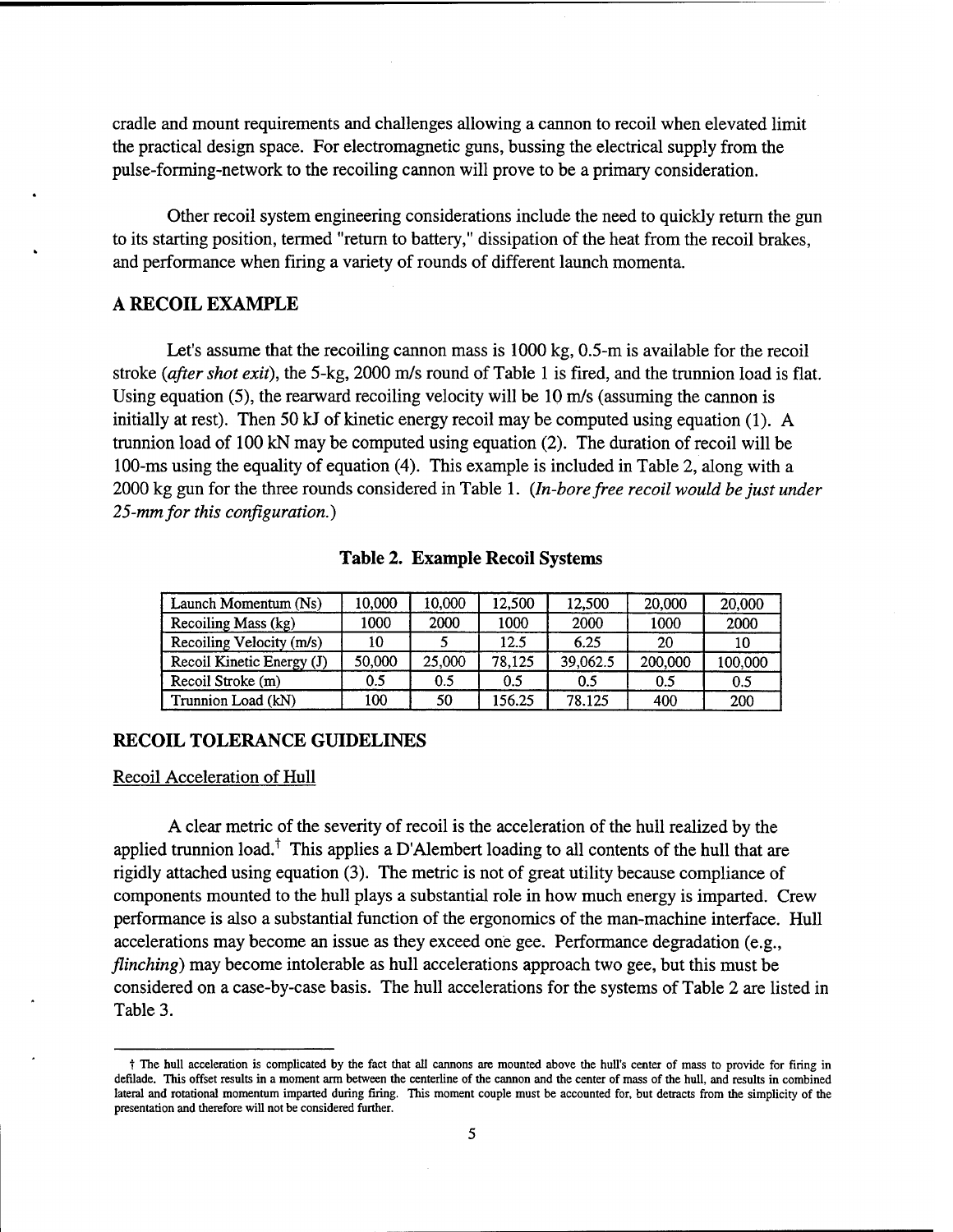cradle and mount requirements and challenges allowing a cannon to recoil when elevated limit the practical design space. For electromagnetic guns, bussing the electrical supply from the pulse-forming-network to the recoiling cannon will prove to be a primary consideration.

Other recoil system engineering considerations include the need to quickly return the gun to its starting position, termed "return to battery," dissipation of the heat from the recoil brakes, and performance when firing a variety of rounds of different launch momenta.

## A RECOIL EXAMPLE

Let's assume that the recoiling cannon mass is 1000 kg, 0.5-m is available for the recoil stroke *(after shot exit)*, the 5-kg, 2000 m/s round of Table 1 is fired, and the trunnion load is flat. Using equation (5), the rearward recoiling velocity will be 10 m/s (assuming the cannon is initially at rest). Then 50 kJ of kinetic energy recoil may be computed using equation (1). A trunnion load of 100 kN may be computed using equation (2). The duration of recoil will be 100-ms using the equality of equation (4). This example is included in Table 2, along with a 2000 kg gun for the three rounds considered in Table 1. *(In-bore free recoil would be just under 25-mm for this configuration.)*

**Table 2. Example Recoil Systems**

| Launch Momentum (Ns) | 10,000 | 10,000 | 12,500 | 12,500 | 20,000 | 20,000 |
|---|---|---|---|---|---|---|
| Recoiling Mass (kg) | 1000 | 2000 | 1000 | 2000 | 1000 | 2000 |
| Recoiling Velocity (m/s) | 10 | 5 | 12.5 | 6.25 | 20 | 10 |
| Recoil Kinetic Energy (J) | 50,000 | 25,000 | 78,125 | 39,062.5 | 200,000 | 100,000 |
| Recoil Stroke (m) | 0.5 | 0.5 | 0.5 | 0.5 | 0.5 | 0.5 |
| Trunnion Load (kN) | 100 | 50 | 156.25 | 78.125 | 400 | 200 |

## RECOIL TOLERANCE GUIDELINES

### Recoil Acceleration of Hull

A clear metric of the severity of recoil is the acceleration of the hull realized by the applied trunnion load.† This applies a D'Alembert loading to all contents of the hull that are rigidly attached using equation (3). The metric is not of great utility because compliance of components mounted to the hull plays a substantial role in how much energy is imparted. Crew performance is also a substantial function of the ergonomics of the man-machine interface. Hull accelerations may become an issue as they exceed one gee. Performance degradation (e.g., *flinching*) may become intolerable as hull accelerations approach two gee, but this must be considered on a case-by-case basis. The hull accelerations for the systems of Table 2 are listed in Table 3.

† The hull acceleration is complicated by the fact that all cannons are mounted above the hull's center of mass to provide for firing in defilade. This offset results in a moment arm between the centerline of the cannon and the center of mass of the hull, and results in combined lateral and rotational momentum imparted during firing. This moment couple must be accounted for, but detracts from the simplicity of the presentation and therefore will not be considered further.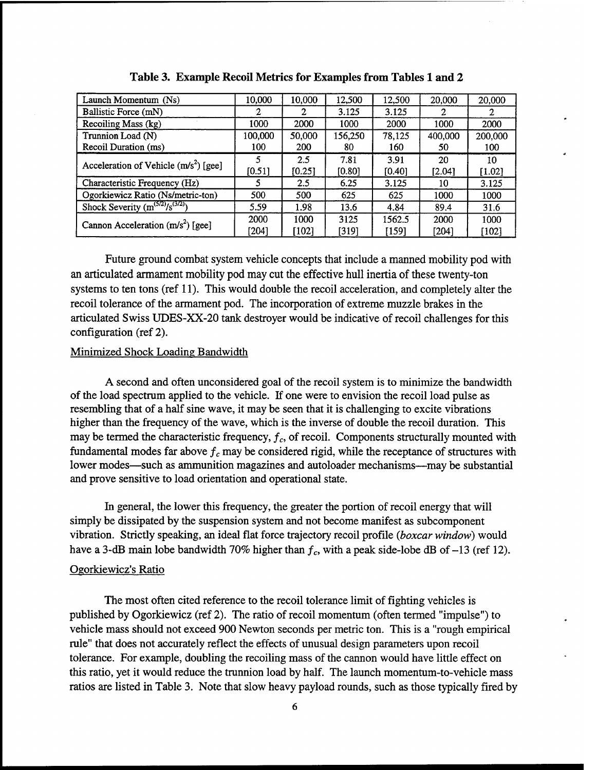**Table 3. Example Recoil Metrics for Examples from Tables 1 and 2**

| Launch Momentum (Ns) | 10,000 | 10,000 | 12,500 | 12,500 | 20,000 | 20,000 |
|---|---|---|---|---|---|---|
| Ballistic Force (mN) | 2 | 2 | 3.125 | 3.125 | 2 | 2 |
| Recoiling Mass (kg) | 1000 | 2000 | 1000 | 2000 | 1000 | 2000 |
| Trunnion Load (N)<br>Recoil Duration (ms) | 100,000<br>100 | 50,000<br>200 | 156,250<br>80 | 78,125<br>160 | 400,000<br>50 | 200,000<br>100 |
| Acceleration of Vehicle ($m/s^2$) [gee] | 5<br>[0.51] | 2.5<br>[0.25] | 7.81<br>[0.80] | 3.91<br>[0.40] | 20<br>[2.04] | 10<br>[1.02] |
| Characteristic Frequency (Hz) | 5 | 2.5 | 6.25 | 3.125 | 10 | 3.125 |
| Ogorkiewicz Ratio (Ns/metric-ton) | 500 | 500 | 625 | 625 | 1000 | 1000 |
| Shock Severity ($m^{(5/2)}/s^{(3/2)}$) | 5.59 | 1.98 | 13.6 | 4.84 | 89.4 | 31.6 |
| Cannon Acceleration ($m/s^2$) [gee] | 2000<br>[204] | 1000<br>[102] | 3125<br>[319] | 1562.5<br>[159] | 2000<br>[204] | 1000<br>[102] |

Future ground combat system vehicle concepts that include a manned mobility pod with an articulated armament mobility pod may cut the effective hull inertia of these twenty-ton systems to ten tons (ref 11). This would double the recoil acceleration, and completely alter the recoil tolerance of the armament pod. The incorporation of extreme muzzle brakes in the articulated Swiss UDES-XX-20 tank destroyer would be indicative of recoil challenges for this configuration (ref 2).

Minimized Shock Loading Bandwidth

A second and often unconsidered goal of the recoil system is to minimize the bandwidth of the load spectrum applied to the vehicle. If one were to envision the recoil load pulse as resembling that of a half sine wave, it may be seen that it is challenging to excite vibrations higher than the frequency of the wave, which is the inverse of double the recoil duration. This may be termed the characteristic frequency, $f_c$, of recoil. Components structurally mounted with fundamental modes far above $f_c$ may be considered rigid, while the receptance of structures with lower modes—such as ammunition magazines and autoloader mechanisms—may be substantial and prove sensitive to load orientation and operational state.

In general, the lower this frequency, the greater the portion of recoil energy that will simply be dissipated by the suspension system and not become manifest as subcomponent vibration. Strictly speaking, an ideal flat force trajectory recoil profile (*boxcar window*) would have a 3-dB main lobe bandwidth 70% higher than $f_c$, with a peak side-lobe dB of –13 (ref 12).

Ogorkiewicz's Ratio

The most often cited reference to the recoil tolerance limit of fighting vehicles is published by Ogorkiewicz (ref 2). The ratio of recoil momentum (often termed "impulse") to vehicle mass should not exceed 900 Newton seconds per metric ton. This is a "rough empirical rule" that does not accurately reflect the effects of unusual design parameters upon recoil tolerance. For example, doubling the recoiling mass of the cannon would have little effect on this ratio, yet it would reduce the trunnion load by half. The launch momentum-to-vehicle mass ratios are listed in Table 3. Note that slow heavy payload rounds, such as those typically fired by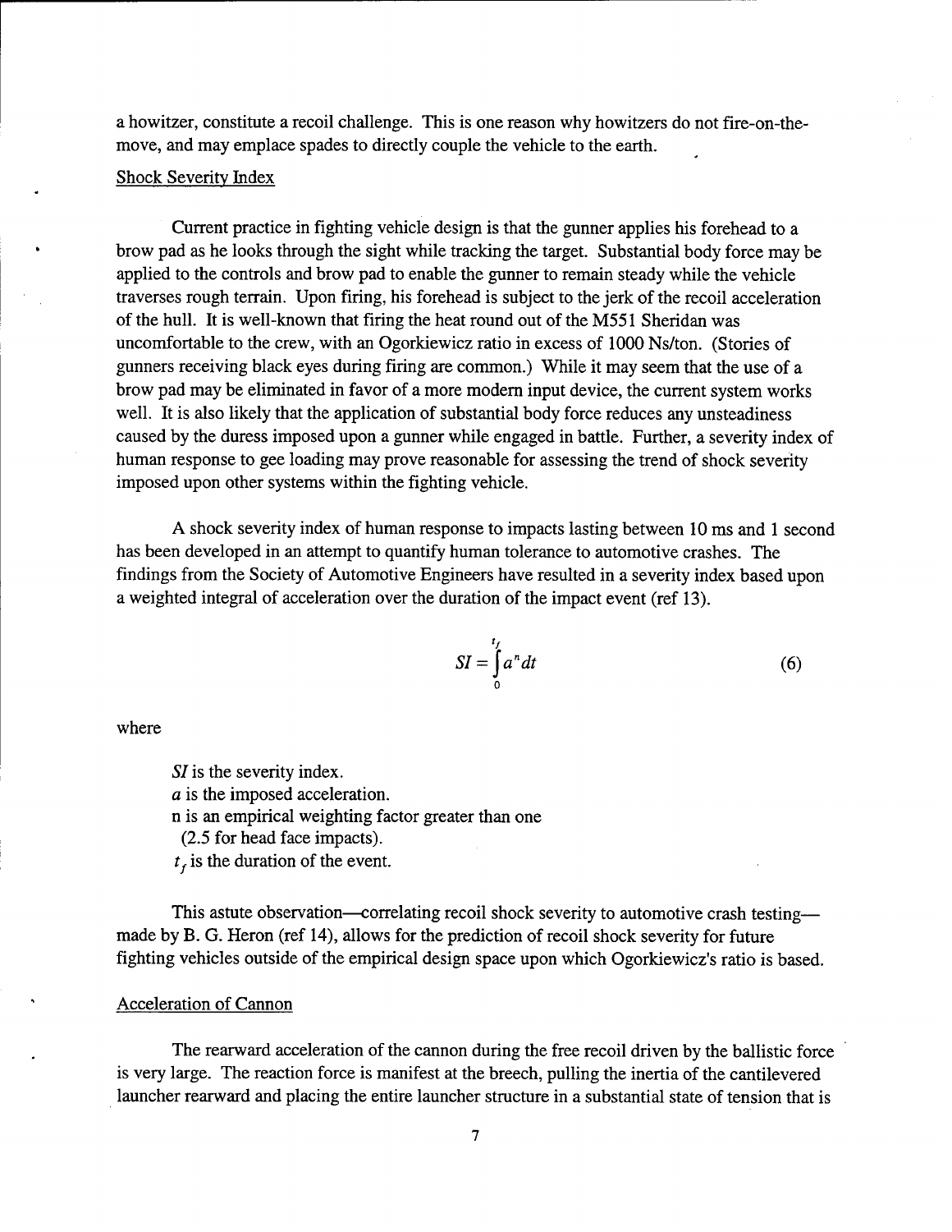a howitzer, constitute a recoil challenge. This is one reason why howitzers do not fire-on-the-move, and may emplace spades to directly couple the vehicle to the earth.

## Shock Severity Index

Current practice in fighting vehicle design is that the gunner applies his forehead to a brow pad as he looks through the sight while tracking the target. Substantial body force may be applied to the controls and brow pad to enable the gunner to remain steady while the vehicle traverses rough terrain. Upon firing, his forehead is subject to the jerk of the recoil acceleration of the hull. It is well-known that firing the heat round out of the M551 Sheridan was uncomfortable to the crew, with an Ogorkiewicz ratio in excess of 1000 Ns/ton. (Stories of gunners receiving black eyes during firing are common.) While it may seem that the use of a brow pad may be eliminated in favor of a more modern input device, the current system works well. It is also likely that the application of substantial body force reduces any unsteadiness caused by the duress imposed upon a gunner while engaged in battle. Further, a severity index of human response to gee loading may prove reasonable for assessing the trend of shock severity imposed upon other systems within the fighting vehicle.

A shock severity index of human response to impacts lasting between 10 ms and 1 second has been developed in an attempt to quantify human tolerance to automotive crashes. The findings from the Society of Automotive Engineers have resulted in a severity index based upon a weighted integral of acceleration over the duration of the impact event (ref 13).

$$SI = \int_{0}^{t_f} a^n \, dt \tag{6}$$

where

$SI$ is the severity index.
$a$ is the imposed acceleration.
n is an empirical weighting factor greater than one
(2.5 for head face impacts).
$t_f$ is the duration of the event.

This astute observation—correlating recoil shock severity to automotive crash testing—made by B. G. Heron (ref 14), allows for the prediction of recoil shock severity for future fighting vehicles outside of the empirical design space upon which Ogorkiewicz's ratio is based.

## Acceleration of Cannon

The rearward acceleration of the cannon during the free recoil driven by the ballistic force is very large. The reaction force is manifest at the breech, pulling the inertia of the cantilevered launcher rearward and placing the entire launcher structure in a substantial state of tension that is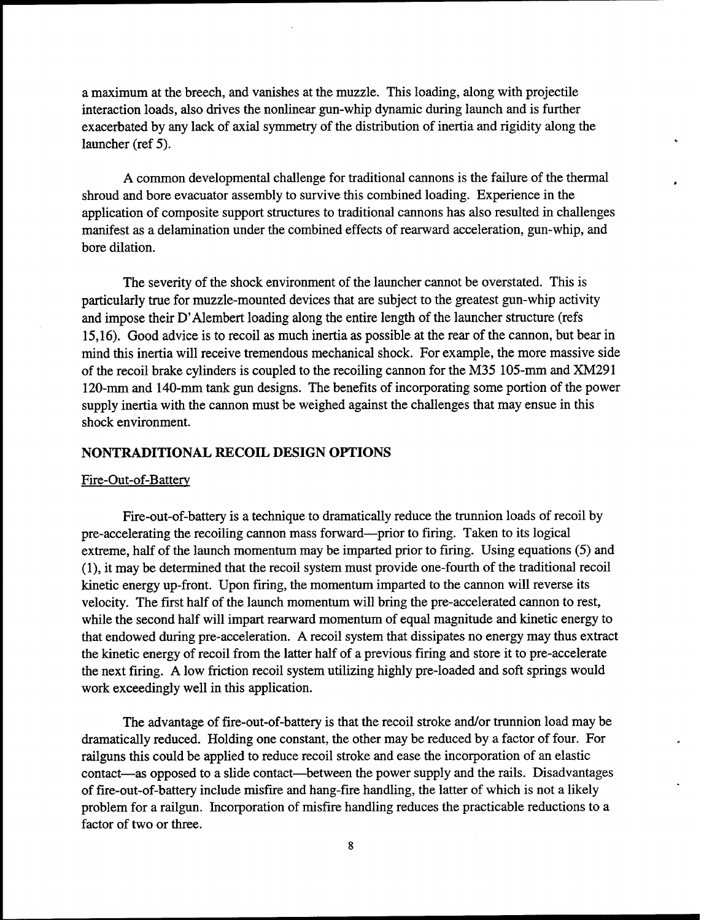a maximum at the breech, and vanishes at the muzzle. This loading, along with projectile interaction loads, also drives the nonlinear gun-whip dynamic during launch and is further exacerbated by any lack of axial symmetry of the distribution of inertia and rigidity along the launcher (ref 5).

A common developmental challenge for traditional cannons is the failure of the thermal shroud and bore evacuator assembly to survive this combined loading. Experience in the application of composite support structures to traditional cannons has also resulted in challenges manifest as a delamination under the combined effects of rearward acceleration, gun-whip, and bore dilation.

The severity of the shock environment of the launcher cannot be overstated. This is particularly true for muzzle-mounted devices that are subject to the greatest gun-whip activity and impose their D'Alembert loading along the entire length of the launcher structure (refs 15,16). Good advice is to recoil as much inertia as possible at the rear of the cannon, but bear in mind this inertia will receive tremendous mechanical shock. For example, the more massive side of the recoil brake cylinders is coupled to the recoiling cannon for the M35 105-mm and XM291 120-mm and 140-mm tank gun designs. The benefits of incorporating some portion of the power supply inertia with the cannon must be weighed against the challenges that may ensue in this shock environment.

## NONTRADITIONAL RECOIL DESIGN OPTIONS

### Fire-Out-of-Battery

Fire-out-of-battery is a technique to dramatically reduce the trunnion loads of recoil by pre-accelerating the recoiling cannon mass forward—prior to firing. Taken to its logical extreme, half of the launch momentum may be imparted prior to firing. Using equations (5) and (1), it may be determined that the recoil system must provide one-fourth of the traditional recoil kinetic energy up-front. Upon firing, the momentum imparted to the cannon will reverse its velocity. The first half of the launch momentum will bring the pre-accelerated cannon to rest, while the second half will impart rearward momentum of equal magnitude and kinetic energy to that endowed during pre-acceleration. A recoil system that dissipates no energy may thus extract the kinetic energy of recoil from the latter half of a previous firing and store it to pre-accelerate the next firing. A low friction recoil system utilizing highly pre-loaded and soft springs would work exceedingly well in this application.

The advantage of fire-out-of-battery is that the recoil stroke and/or trunnion load may be dramatically reduced. Holding one constant, the other may be reduced by a factor of four. For railguns this could be applied to reduce recoil stroke and ease the incorporation of an elastic contact—as opposed to a slide contact—between the power supply and the rails. Disadvantages of fire-out-of-battery include misfire and hang-fire handling, the latter of which is not a likely problem for a railgun. Incorporation of misfire handling reduces the practicable reductions to a factor of two or three.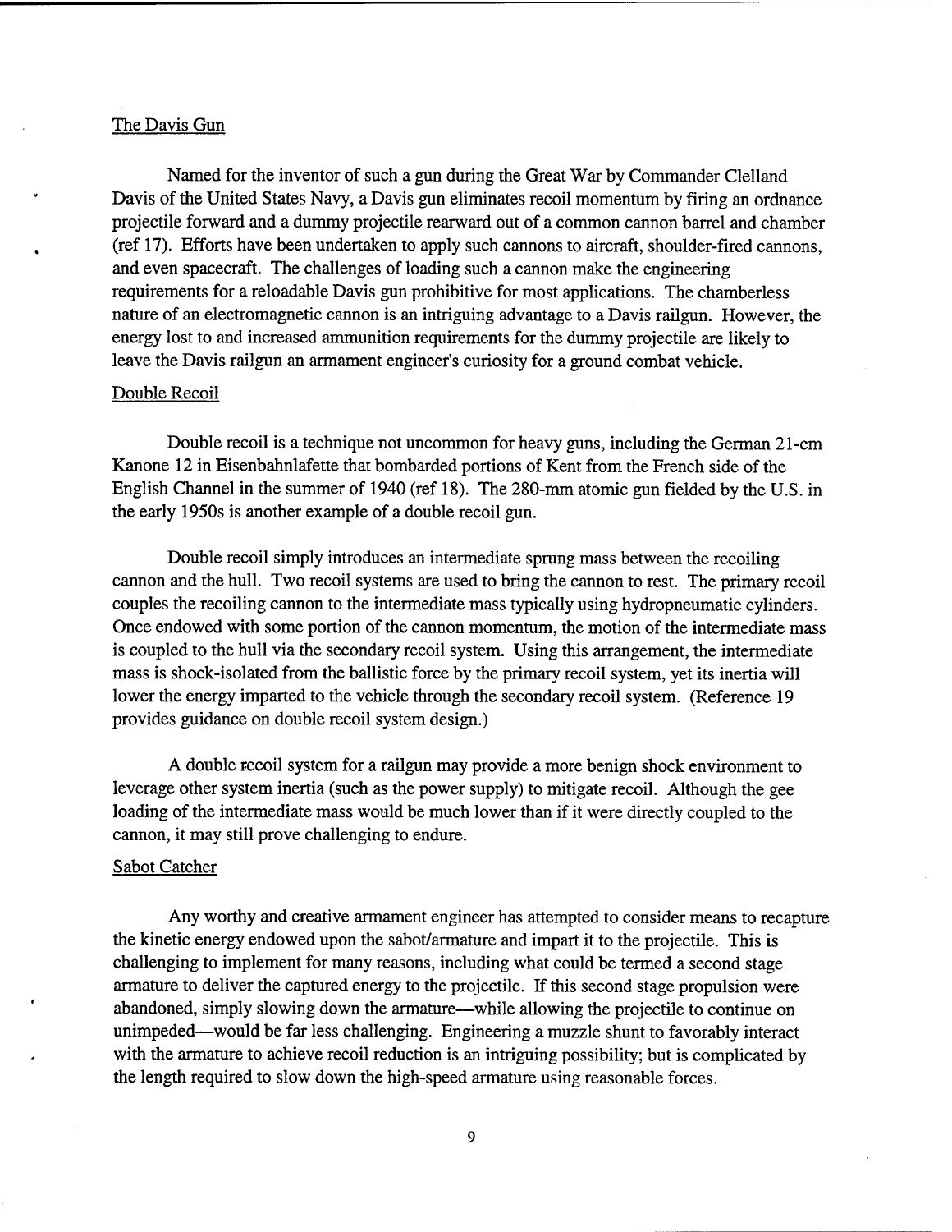The Davis Gun

Named for the inventor of such a gun during the Great War by Commander Clelland Davis of the United States Navy, a Davis gun eliminates recoil momentum by firing an ordnance projectile forward and a dummy projectile rearward out of a common cannon barrel and chamber (ref 17). Efforts have been undertaken to apply such cannons to aircraft, shoulder-fired cannons, and even spacecraft. The challenges of loading such a cannon make the engineering requirements for a reloadable Davis gun prohibitive for most applications. The chamberless nature of an electromagnetic cannon is an intriguing advantage to a Davis railgun. However, the energy lost to and increased ammunition requirements for the dummy projectile are likely to leave the Davis railgun an armament engineer's curiosity for a ground combat vehicle.

Double Recoil

Double recoil is a technique not uncommon for heavy guns, including the German 21-cm Kanone 12 in Eisenbahnlafette that bombarded portions of Kent from the French side of the English Channel in the summer of 1940 (ref 18). The 280-mm atomic gun fielded by the U.S. in the early 1950s is another example of a double recoil gun.

Double recoil simply introduces an intermediate sprung mass between the recoiling cannon and the hull. Two recoil systems are used to bring the cannon to rest. The primary recoil couples the recoiling cannon to the intermediate mass typically using hydropneumatic cylinders. Once endowed with some portion of the cannon momentum, the motion of the intermediate mass is coupled to the hull via the secondary recoil system. Using this arrangement, the intermediate mass is shock-isolated from the ballistic force by the primary recoil system, yet its inertia will lower the energy imparted to the vehicle through the secondary recoil system. (Reference 19 provides guidance on double recoil system design.)

A double recoil system for a railgun may provide a more benign shock environment to leverage other system inertia (such as the power supply) to mitigate recoil. Although the gee loading of the intermediate mass would be much lower than if it were directly coupled to the cannon, it may still prove challenging to endure.

Sabot Catcher

Any worthy and creative armament engineer has attempted to consider means to recapture the kinetic energy endowed upon the sabot/armature and impart it to the projectile. This is challenging to implement for many reasons, including what could be termed a second stage armature to deliver the captured energy to the projectile. If this second stage propulsion were abandoned, simply slowing down the armature—while allowing the projectile to continue on unimpeded—would be far less challenging. Engineering a muzzle shunt to favorably interact with the armature to achieve recoil reduction is an intriguing possibility; but is complicated by the length required to slow down the high-speed armature using reasonable forces.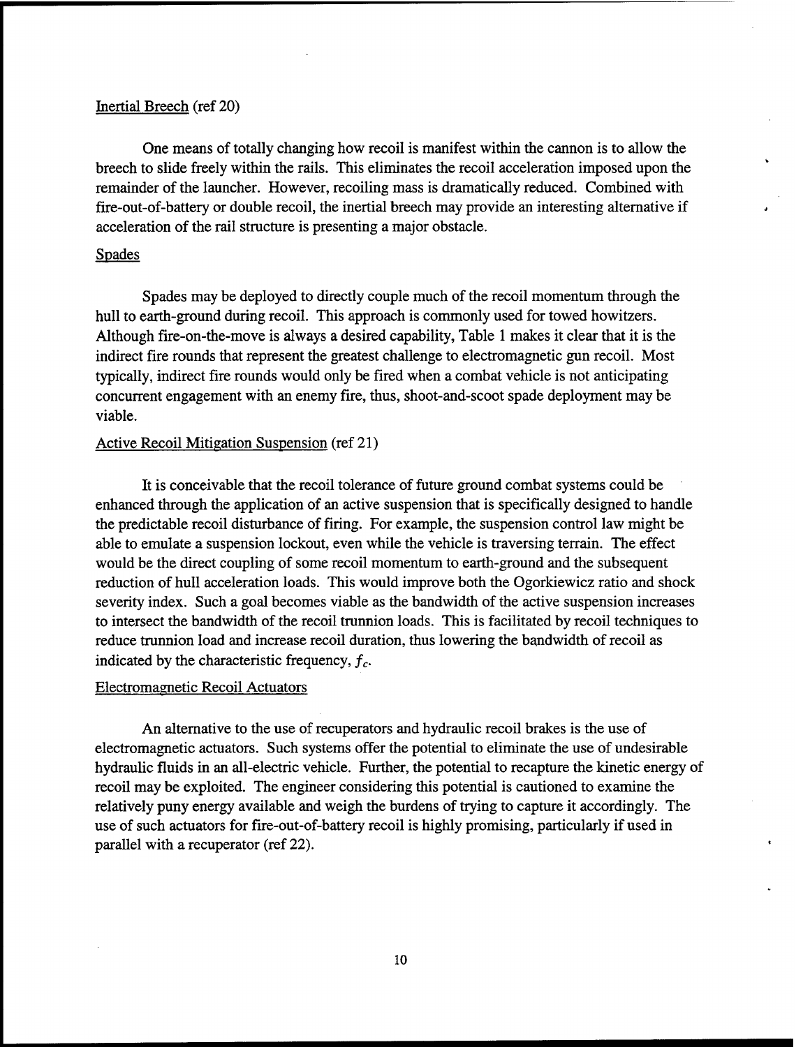Inertial Breech (ref 20)

One means of totally changing how recoil is manifest within the cannon is to allow the breech to slide freely within the rails. This eliminates the recoil acceleration imposed upon the remainder of the launcher. However, recoiling mass is dramatically reduced. Combined with fire-out-of-battery or double recoil, the inertial breech may provide an interesting alternative if acceleration of the rail structure is presenting a major obstacle.

Spades

Spades may be deployed to directly couple much of the recoil momentum through the hull to earth-ground during recoil. This approach is commonly used for towed howitzers. Although fire-on-the-move is always a desired capability, Table 1 makes it clear that it is the indirect fire rounds that represent the greatest challenge to electromagnetic gun recoil. Most typically, indirect fire rounds would only be fired when a combat vehicle is not anticipating concurrent engagement with an enemy fire, thus, shoot-and-scoot spade deployment may be viable.

Active Recoil Mitigation Suspension (ref 21)

It is conceivable that the recoil tolerance of future ground combat systems could be enhanced through the application of an active suspension that is specifically designed to handle the predictable recoil disturbance of firing. For example, the suspension control law might be able to emulate a suspension lockout, even while the vehicle is traversing terrain. The effect would be the direct coupling of some recoil momentum to earth-ground and the subsequent reduction of hull acceleration loads. This would improve both the Ogorkiewicz ratio and shock severity index. Such a goal becomes viable as the bandwidth of the active suspension increases to intersect the bandwidth of the recoil trunnion loads. This is facilitated by recoil techniques to reduce trunnion load and increase recoil duration, thus lowering the bandwidth of recoil as indicated by the characteristic frequency, $f_c$.

Electromagnetic Recoil Actuators

An alternative to the use of recuperators and hydraulic recoil brakes is the use of electromagnetic actuators. Such systems offer the potential to eliminate the use of undesirable hydraulic fluids in an all-electric vehicle. Further, the potential to recapture the kinetic energy of recoil may be exploited. The engineer considering this potential is cautioned to examine the relatively puny energy available and weigh the burdens of trying to capture it accordingly. The use of such actuators for fire-out-of-battery recoil is highly promising, particularly if used in parallel with a recuperator (ref 22).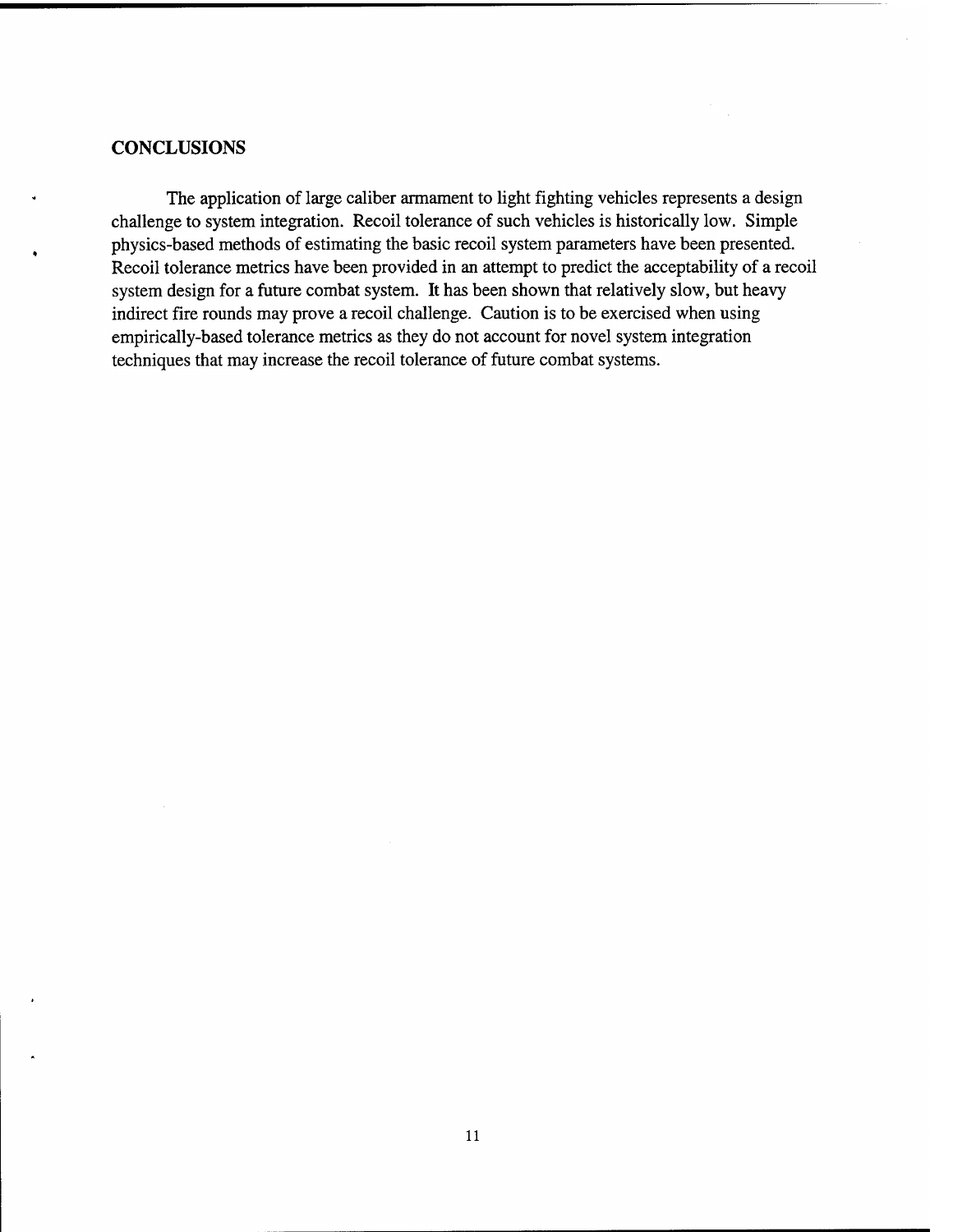## CONCLUSIONS

The application of large caliber armament to light fighting vehicles represents a design challenge to system integration. Recoil tolerance of such vehicles is historically low. Simple physics-based methods of estimating the basic recoil system parameters have been presented. Recoil tolerance metrics have been provided in an attempt to predict the acceptability of a recoil system design for a future combat system. It has been shown that relatively slow, but heavy indirect fire rounds may prove a recoil challenge. Caution is to be exercised when using empirically-based tolerance metrics as they do not account for novel system integration techniques that may increase the recoil tolerance of future combat systems.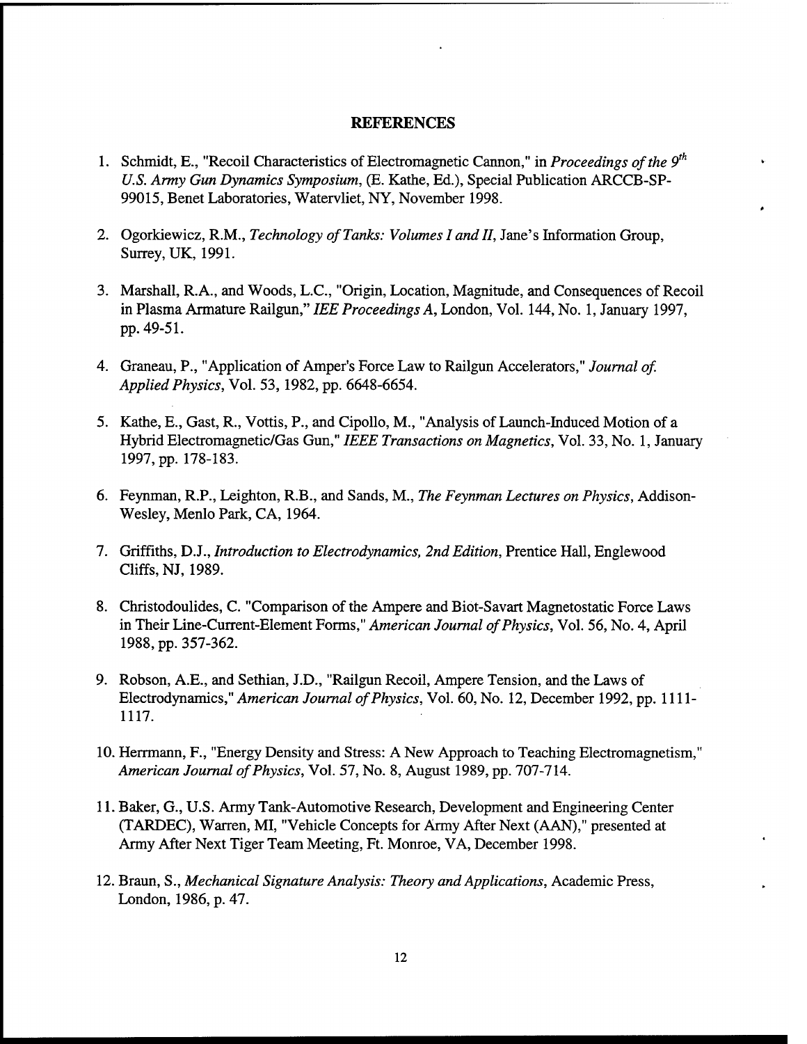## REFERENCES

1. Schmidt, E., "Recoil Characteristics of Electromagnetic Cannon," in *Proceedings of the 9th U.S. Army Gun Dynamics Symposium*, (E. Kathe, Ed.), Special Publication ARCCB-SP-99015, Benet Laboratories, Watervliet, NY, November 1998.

2. Ogorkiewicz, R.M., *Technology of Tanks: Volumes I and II*, Jane's Information Group, Surrey, UK, 1991.

3. Marshall, R.A., and Woods, L.C., "Origin, Location, Magnitude, and Consequences of Recoil in Plasma Armature Railgun," *IEE Proceedings A*, London, Vol. 144, No. 1, January 1997, pp. 49-51.

4. Graneau, P., "Application of Amper's Force Law to Railgun Accelerators," *Journal of Applied Physics*, Vol. 53, 1982, pp. 6648-6654.

5. Kathe, E., Gast, R., Vottis, P., and Cipollo, M., "Analysis of Launch-Induced Motion of a Hybrid Electromagnetic/Gas Gun," *IEEE Transactions on Magnetics*, Vol. 33, No. 1, January 1997, pp. 178-183.

6. Feynman, R.P., Leighton, R.B., and Sands, M., *The Feynman Lectures on Physics*, Addison-Wesley, Menlo Park, CA, 1964.

7. Griffiths, D.J., *Introduction to Electrodynamics, 2nd Edition*, Prentice Hall, Englewood Cliffs, NJ, 1989.

8. Christodoulides, C. "Comparison of the Ampere and Biot-Savart Magnetostatic Force Laws in Their Line-Current-Element Forms," *American Journal of Physics*, Vol. 56, No. 4, April 1988, pp. 357-362.

9. Robson, A.E., and Sethian, J.D., "Railgun Recoil, Ampere Tension, and the Laws of Electrodynamics," *American Journal of Physics*, Vol. 60, No. 12, December 1992, pp. 1111-1117.

10. Herrmann, F., "Energy Density and Stress: A New Approach to Teaching Electromagnetism," *American Journal of Physics*, Vol. 57, No. 8, August 1989, pp. 707-714.

11. Baker, G., U.S. Army Tank-Automotive Research, Development and Engineering Center (TARDEC), Warren, MI, "Vehicle Concepts for Army After Next (AAN)," presented at Army After Next Tiger Team Meeting, Ft. Monroe, VA, December 1998.

12. Braun, S., *Mechanical Signature Analysis: Theory and Applications*, Academic Press, London, 1986, p. 47.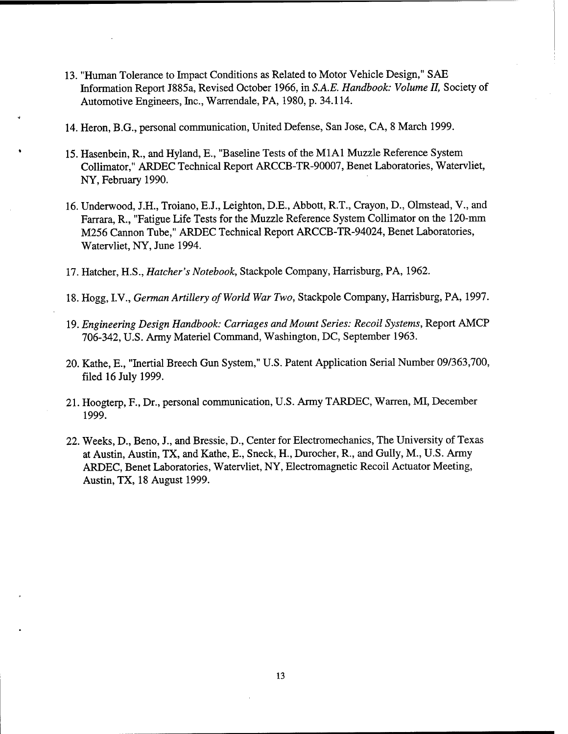13. "Human Tolerance to Impact Conditions as Related to Motor Vehicle Design," SAE Information Report J885a, Revised October 1966, in *S.A.E. Handbook: Volume II,* Society of Automotive Engineers, Inc., Warrendale, PA, 1980, p. 34.114.

14. Heron, B.G., personal communication, United Defense, San Jose, CA, 8 March 1999.

15. Hasenbein, R., and Hyland, E., "Baseline Tests of the M1A1 Muzzle Reference System Collimator," ARDEC Technical Report ARCCB-TR-90007, Benet Laboratories, Watervliet, NY, February 1990.

16. Underwood, J.H., Troiano, E.J., Leighton, D.E., Abbott, R.T., Crayon, D., Olmstead, V., and Farrara, R., "Fatigue Life Tests for the Muzzle Reference System Collimator on the 120-mm M256 Cannon Tube," ARDEC Technical Report ARCCB-TR-94024, Benet Laboratories, Watervliet, NY, June 1994.

17. Hatcher, H.S., *Hatcher's Notebook,* Stackpole Company, Harrisburg, PA, 1962.

18. Hogg, I.V., *German Artillery of World War Two,* Stackpole Company, Harrisburg, PA, 1997.

19. *Engineering Design Handbook: Carriages and Mount Series: Recoil Systems,* Report AMCP 706-342, U.S. Army Materiel Command, Washington, DC, September 1963.

20. Kathe, E., "Inertial Breech Gun System," U.S. Patent Application Serial Number 09/363,700, filed 16 July 1999.

21. Hoogterp, F., Dr., personal communication, U.S. Army TARDEC, Warren, MI, December 1999.

22. Weeks, D., Beno, J., and Bressie, D., Center for Electromechanics, The University of Texas at Austin, Austin, TX, and Kathe, E., Sneck, H., Durocher, R., and Gully, M., U.S. Army ARDEC, Benet Laboratories, Watervliet, NY, Electromagnetic Recoil Actuator Meeting, Austin, TX, 18 August 1999.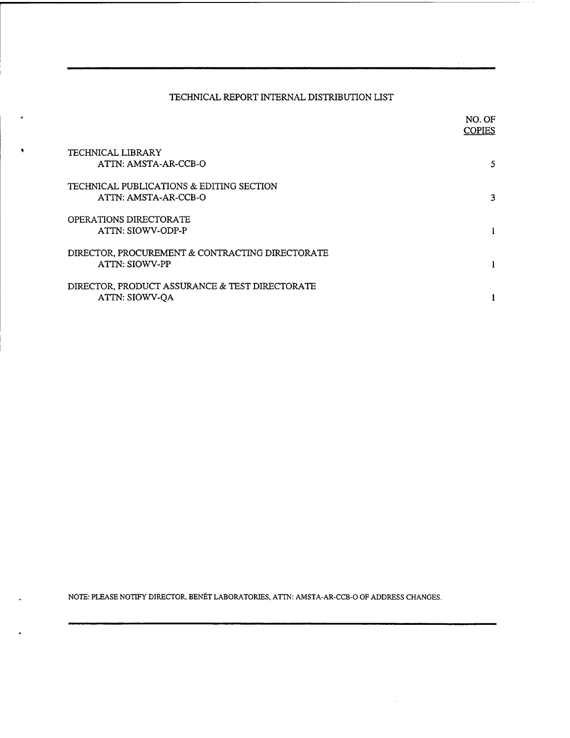# TECHNICAL REPORT INTERNAL DISTRIBUTION LIST

| | NO. OF COPIES |
|---|---|
| TECHNICAL LIBRARY<br>ATTN: AMSTA-AR-CCB-O | 5 |
| TECHNICAL PUBLICATIONS & EDITING SECTION<br>ATTN: AMSTA-AR-CCB-O | 3 |
| OPERATIONS DIRECTORATE<br>ATTN: SIOWV-ODP-P | 1 |
| DIRECTOR, PROCUREMENT & CONTRACTING DIRECTORATE<br>ATTN: SIOWV-PP | 1 |
| DIRECTOR, PRODUCT ASSURANCE & TEST DIRECTORATE<br>ATTN: SIOWV-QA | 1 |

NOTE: PLEASE NOTIFY DIRECTOR, BENÉT LABORATORIES, ATTN: AMSTA-AR-CCB-O OF ADDRESS CHANGES.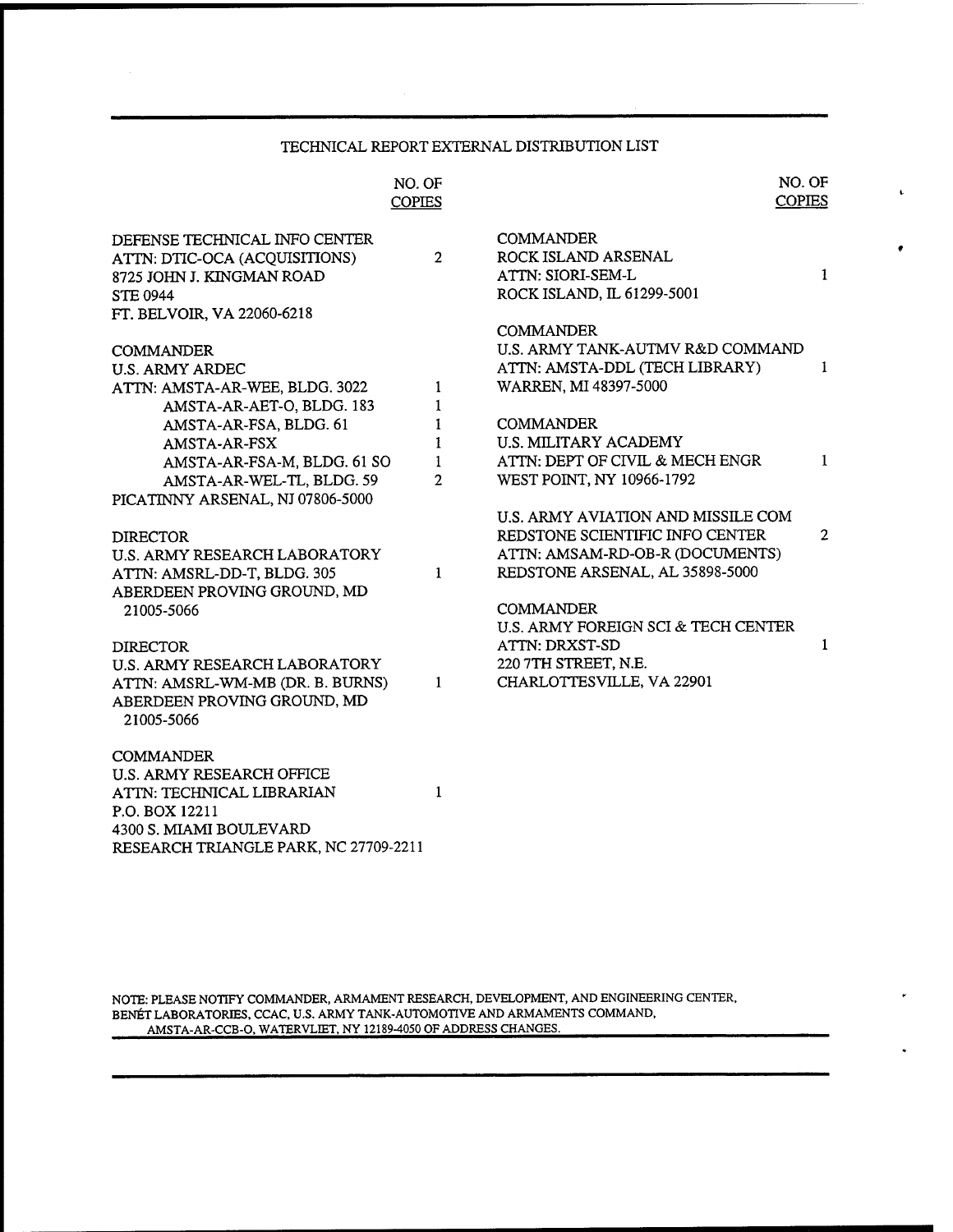TECHNICAL REPORT EXTERNAL DISTRIBUTION LIST

| | NO. OF COPIES |
|---|---|
| DEFENSE TECHNICAL INFO CENTER<br>ATTN: DTIC-OCA (ACQUISITIONS)<br>8725 JOHN J. KINGMAN ROAD<br>STE 0944<br>FT. BELVOIR, VA 22060-6218 | 2 |
| COMMANDER<br>U.S. ARMY ARDEC<br>ATTN: AMSTA-AR-WEE, BLDG. 3022 | 1 |
| AMSTA-AR-AET-O, BLDG. 183 | 1 |
| AMSTA-AR-FSA, BLDG. 61 | 1 |
| AMSTA-AR-FSX | 1 |
| AMSTA-AR-FSA-M, BLDG. 61 SO | 1 |
| AMSTA-AR-WEL-TL, BLDG. 59<br>PICATINNY ARSENAL, NJ 07806-5000 | 2 |
| DIRECTOR<br>U.S. ARMY RESEARCH LABORATORY<br>ATTN: AMSRL-DD-T, BLDG. 305<br>ABERDEEN PROVING GROUND, MD<br>21005-5066 | 1 |
| DIRECTOR<br>U.S. ARMY RESEARCH LABORATORY<br>ATTN: AMSRL-WM-MB (DR. B. BURNS)<br>ABERDEEN PROVING GROUND, MD<br>21005-5066 | 1 |
| COMMANDER<br>U.S. ARMY RESEARCH OFFICE<br>ATTN: TECHNICAL LIBRARIAN<br>P.O. BOX 12211<br>4300 S. MIAMI BOULEVARD<br>RESEARCH TRIANGLE PARK, NC 27709-2211 | 1 |
| COMMANDER<br>ROCK ISLAND ARSENAL<br>ATTN: SIORI-SEM-L<br>ROCK ISLAND, IL 61299-5001 | 1 |
| COMMANDER<br>U.S. ARMY TANK-AUTMV R&D COMMAND<br>ATTN: AMSTA-DDL (TECH LIBRARY)<br>WARREN, MI 48397-5000 | 1 |
| COMMANDER<br>U.S. MILITARY ACADEMY<br>ATTN: DEPT OF CIVIL & MECH ENGR<br>WEST POINT, NY 10966-1792 | 1 |
| U.S. ARMY AVIATION AND MISSILE COM<br>REDSTONE SCIENTIFIC INFO CENTER<br>ATTN: AMSAM-RD-OB-R (DOCUMENTS)<br>REDSTONE ARSENAL, AL 35898-5000 | 2 |
| COMMANDER<br>U.S. ARMY FOREIGN SCI & TECH CENTER<br>ATTN: DRXST-SD<br>220 7TH STREET, N.E.<br>CHARLOTTESVILLE, VA 22901 | 1 |

NOTE: PLEASE NOTIFY COMMANDER, ARMAMENT RESEARCH, DEVELOPMENT, AND ENGINEERING CENTER, BENÉT LABORATORIES, CCAC, U.S. ARMY TANK-AUTOMOTIVE AND ARMAMENTS COMMAND, AMSTA-AR-CCB-O, WATERVLIET, NY 12189-4050 OF ADDRESS CHANGES.